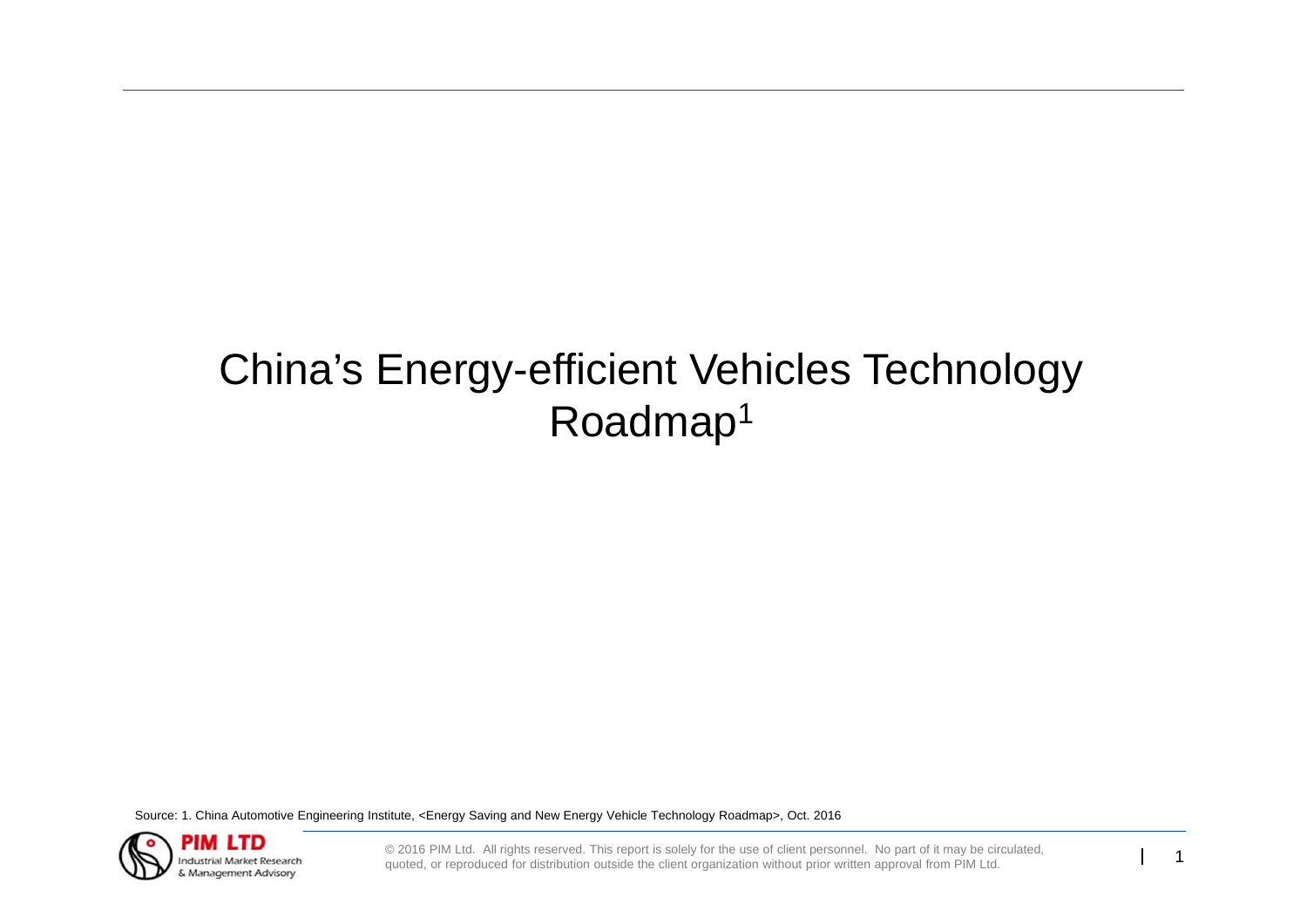# China's Energy-efficient Vehicles Technology Roadmap[1]

Source: 1. China Automotive Engineering Institute, <Energy Saving and New Energy Vehicle Technology Roadmap>, Oct. 2016

© 2016 PIM Ltd. All rights reserved. This report is solely for the use of client personnel. No part of it may be circulated, quoted, or reproduced for distribution outside the client organization without prior written approval from PIM Ltd.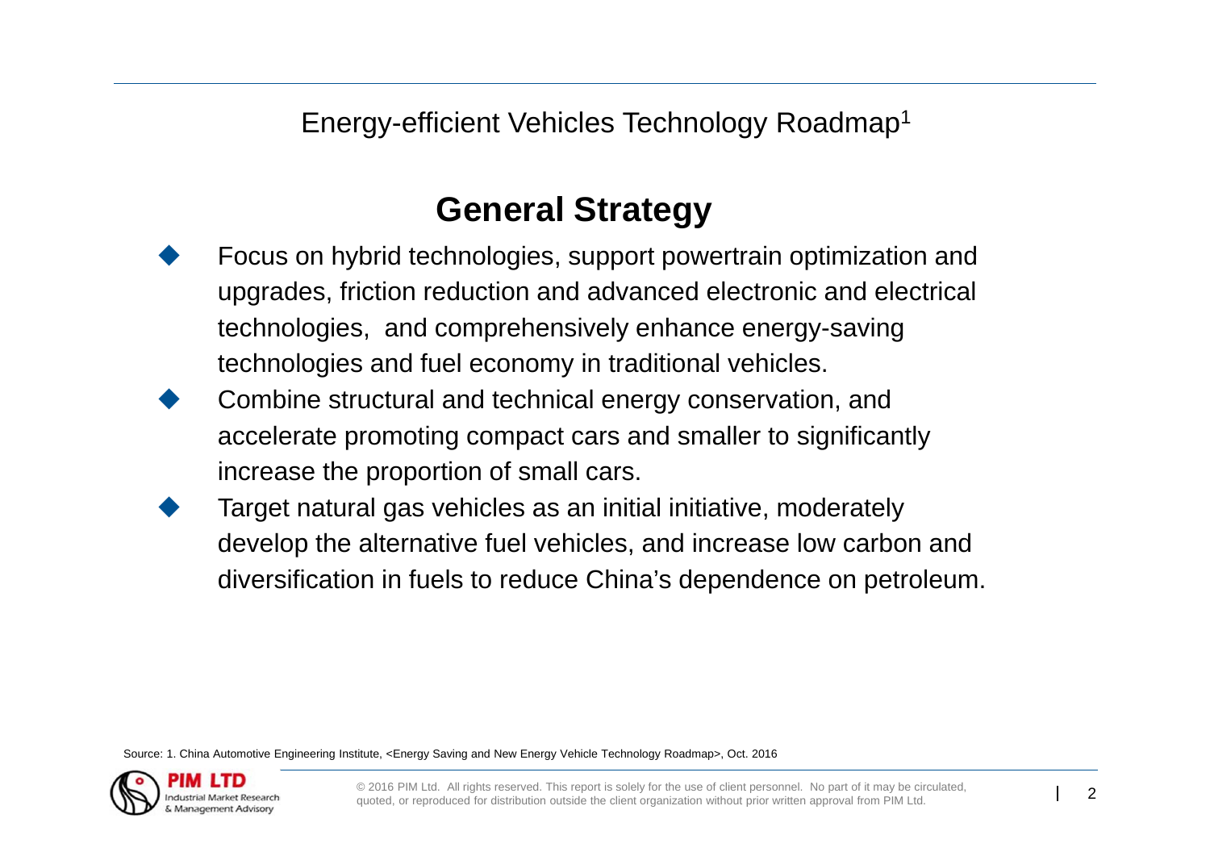Energy-efficient Vehicles Technology Roadmap[1]

## General Strategy

- Focus on hybrid technologies, support powertrain optimization and upgrades, friction reduction and advanced electronic and electrical technologies, and comprehensively enhance energy-saving technologies and fuel economy in traditional vehicles.
- Combine structural and technical energy conservation, and accelerate promoting compact cars and smaller to significantly increase the proportion of small cars.
- Target natural gas vehicles as an initial initiative, moderately develop the alternative fuel vehicles, and increase low carbon and diversification in fuels to reduce China's dependence on petroleum.

Source: 1. China Automotive Engineering Institute, <Energy Saving and New Energy Vehicle Technology Roadmap>, Oct. 2016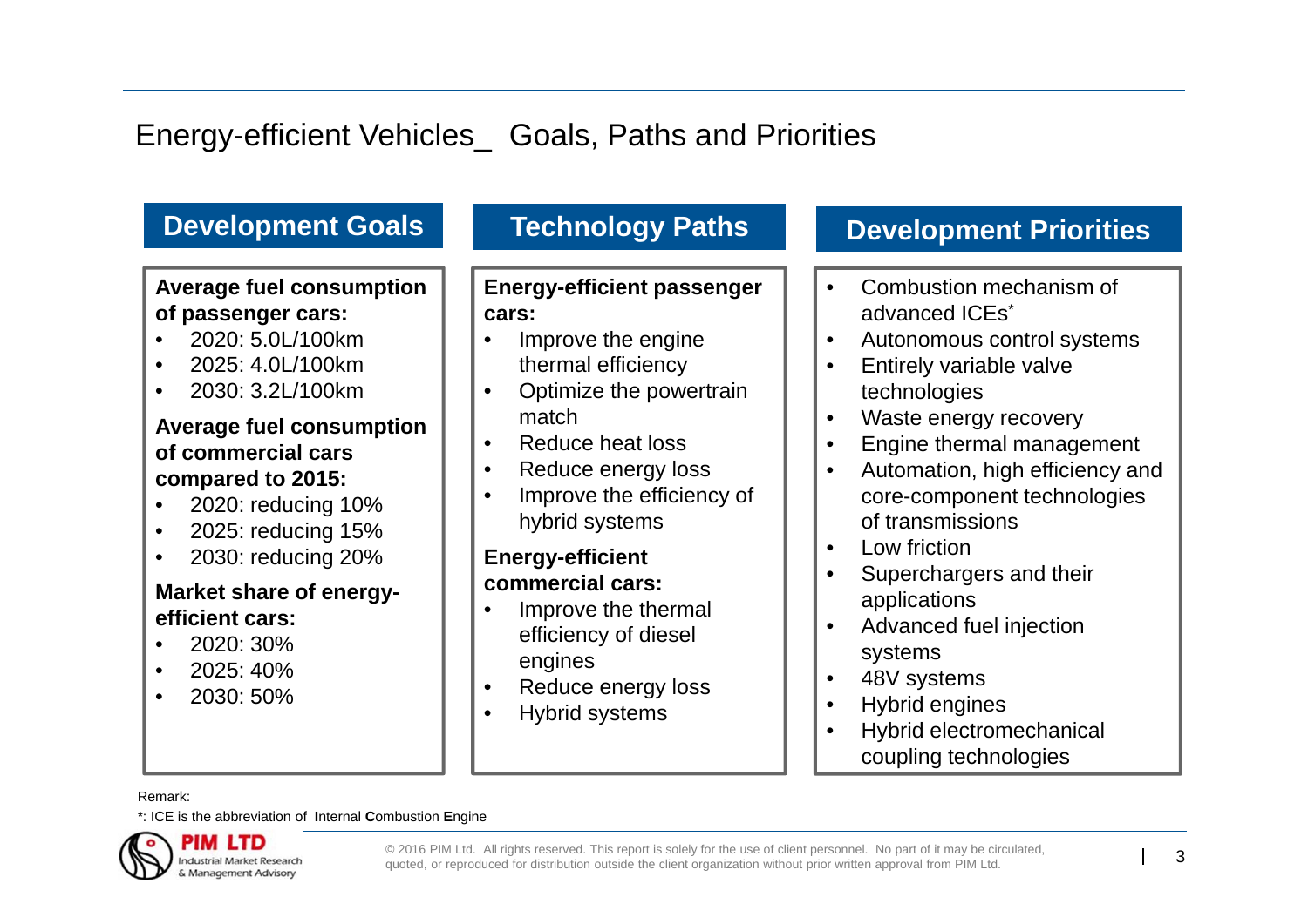# Energy-efficient Vehicles_ Goals, Paths and Priorities

## Development Goals

**Average fuel consumption of passenger cars:**

- 2020: 5.0L/100km
- 2025: 4.0L/100km
- 2030: 3.2L/100km

**Average fuel consumption of commercial cars compared to 2015:**

- 2020: reducing 10%
- 2025: reducing 15%
- 2030: reducing 20%

**Market share of energy-efficient cars:**

- 2020: 30%
- 2025: 40%
- 2030: 50%

## Technology Paths

**Energy-efficient passenger cars:**

- Improve the engine thermal efficiency
- Optimize the powertrain match
- Reduce heat loss
- Reduce energy loss
- Improve the efficiency of hybrid systems

**Energy-efficient commercial cars:**

- Improve the thermal efficiency of diesel engines
- Reduce energy loss
- Hybrid systems

## Development Priorities

- Combustion mechanism of advanced ICEs*
- Autonomous control systems
- Entirely variable valve technologies
- Waste energy recovery
- Engine thermal management
- Automation, high efficiency and core-component technologies of transmissions
- Low friction
- Superchargers and their applications
- Advanced fuel injection systems
- 48V systems
- Hybrid engines
- Hybrid electromechanical coupling technologies

Remark:

*: ICE is the abbreviation of **I**nternal **C**ombustion **E**ngine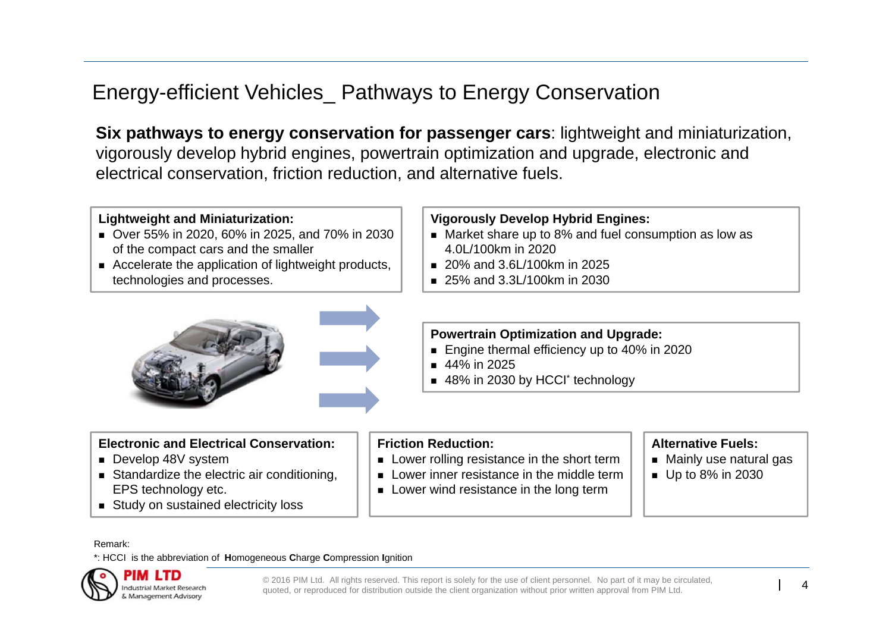# Energy-efficient Vehicles_ Pathways to Energy Conservation

**Six pathways to energy conservation for passenger cars**: lightweight and miniaturization, vigorously develop hybrid engines, powertrain optimization and upgrade, electronic and electrical conservation, friction reduction, and alternative fuels.

**Lightweight and Miniaturization:**

- Over 55% in 2020, 60% in 2025, and 70% in 2030 of the compact cars and the smaller
- Accelerate the application of lightweight products, technologies and processes.

**Vigorously Develop Hybrid Engines:**

- Market share up to 8% and fuel consumption as low as 4.0L/100km in 2020
- 20% and 3.6L/100km in 2025
- 25% and 3.3L/100km in 2030

**Powertrain Optimization and Upgrade:**

- Engine thermal efficiency up to 40% in 2020
- 44% in 2025
- 48% in 2030 by HCCI* technology

**Electronic and Electrical Conservation:**

- Develop 48V system
- Standardize the electric air conditioning, EPS technology etc.
- Study on sustained electricity loss

**Friction Reduction:**

- Lower rolling resistance in the short term
- Lower inner resistance in the middle term
- Lower wind resistance in the long term

**Alternative Fuels:**

- Mainly use natural gas
- Up to 8% in 2030

Remark:

*: HCCI is the abbreviation of **H**omogeneous **C**harge **C**ompression **I**gnition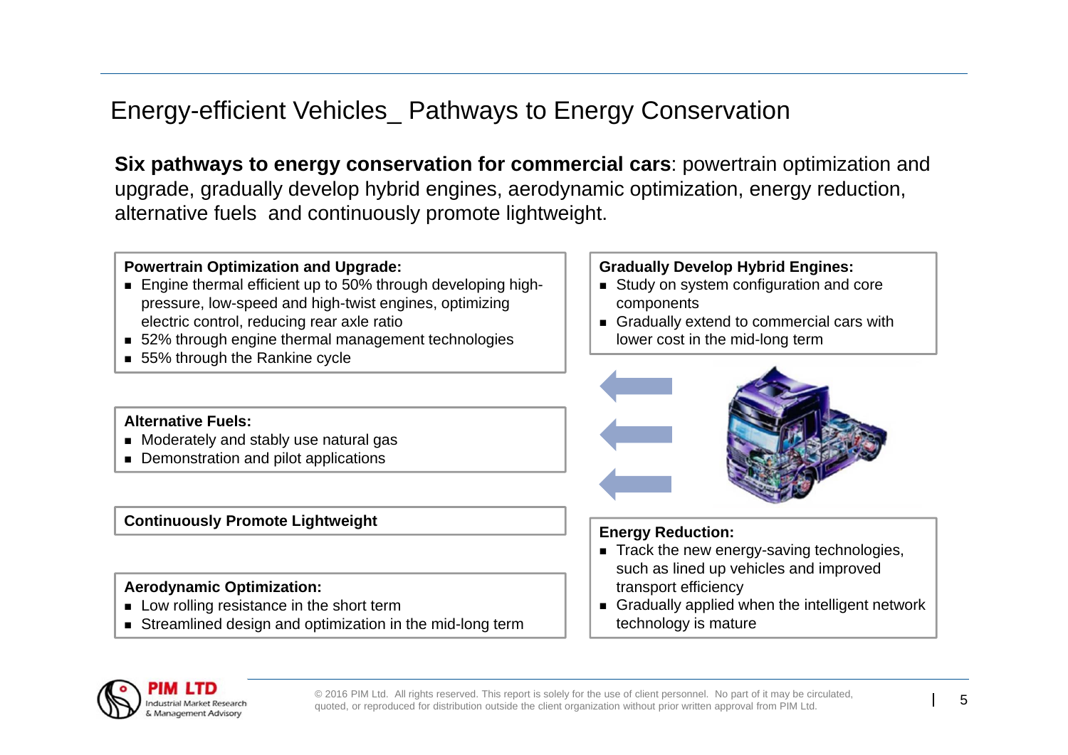# Energy-efficient Vehicles_ Pathways to Energy Conservation

**Six pathways to energy conservation for commercial cars**: powertrain optimization and upgrade, gradually develop hybrid engines, aerodynamic optimization, energy reduction, alternative fuels and continuously promote lightweight.

**Powertrain Optimization and Upgrade:**

- Engine thermal efficient up to 50% through developing high-pressure, low-speed and high-twist engines, optimizing electric control, reducing rear axle ratio
- 52% through engine thermal management technologies
- 55% through the Rankine cycle

**Alternative Fuels:**

- Moderately and stably use natural gas
- Demonstration and pilot applications

**Continuously Promote Lightweight**

**Aerodynamic Optimization:**

- Low rolling resistance in the short term
- Streamlined design and optimization in the mid-long term

**Gradually Develop Hybrid Engines:**

- Study on system configuration and core components
- Gradually extend to commercial cars with lower cost in the mid-long term

**Energy Reduction:**

- Track the new energy-saving technologies, such as lined up vehicles and improved transport efficiency
- Gradually applied when the intelligent network technology is mature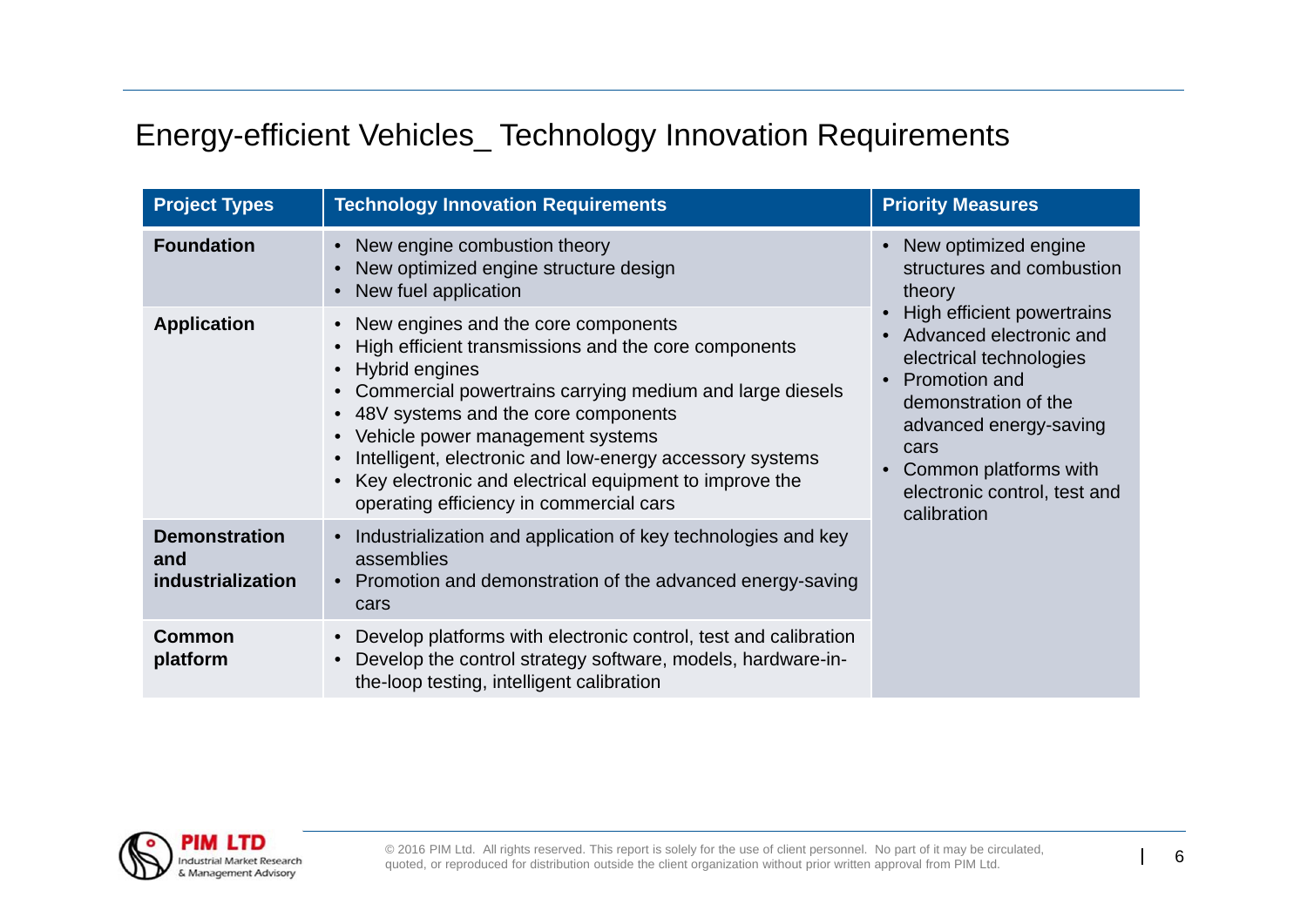# Energy-efficient Vehicles_ Technology Innovation Requirements

| Project Types | Technology Innovation Requirements | Priority Measures |
|---|---|---|
| **Foundation** | • New engine combustion theory<br>• New optimized engine structure design<br>• New fuel application | • New optimized engine structures and combustion theory<br>• High efficient powertrains<br>• Advanced electronic and electrical technologies<br>• Promotion and demonstration of the advanced energy-saving cars<br>• Common platforms with electronic control, test and calibration |
| **Application** | • New engines and the core components<br>• High efficient transmissions and the core components<br>• Hybrid engines<br>• Commercial powertrains carrying medium and large diesels<br>• 48V systems and the core components<br>• Vehicle power management systems<br>• Intelligent, electronic and low-energy accessory systems<br>• Key electronic and electrical equipment to improve the operating efficiency in commercial cars | |
| **Demonstration and industrialization** | • Industrialization and application of key technologies and key assemblies<br>• Promotion and demonstration of the advanced energy-saving cars | |
| **Common platform** | • Develop platforms with electronic control, test and calibration<br>• Develop the control strategy software, models, hardware-in-the-loop testing, intelligent calibration | |

© 2016 PIM Ltd. All rights reserved. This report is solely for the use of client personnel. No part of it may be circulated, quoted, or reproduced for distribution outside the client organization without prior written approval from PIM Ltd.